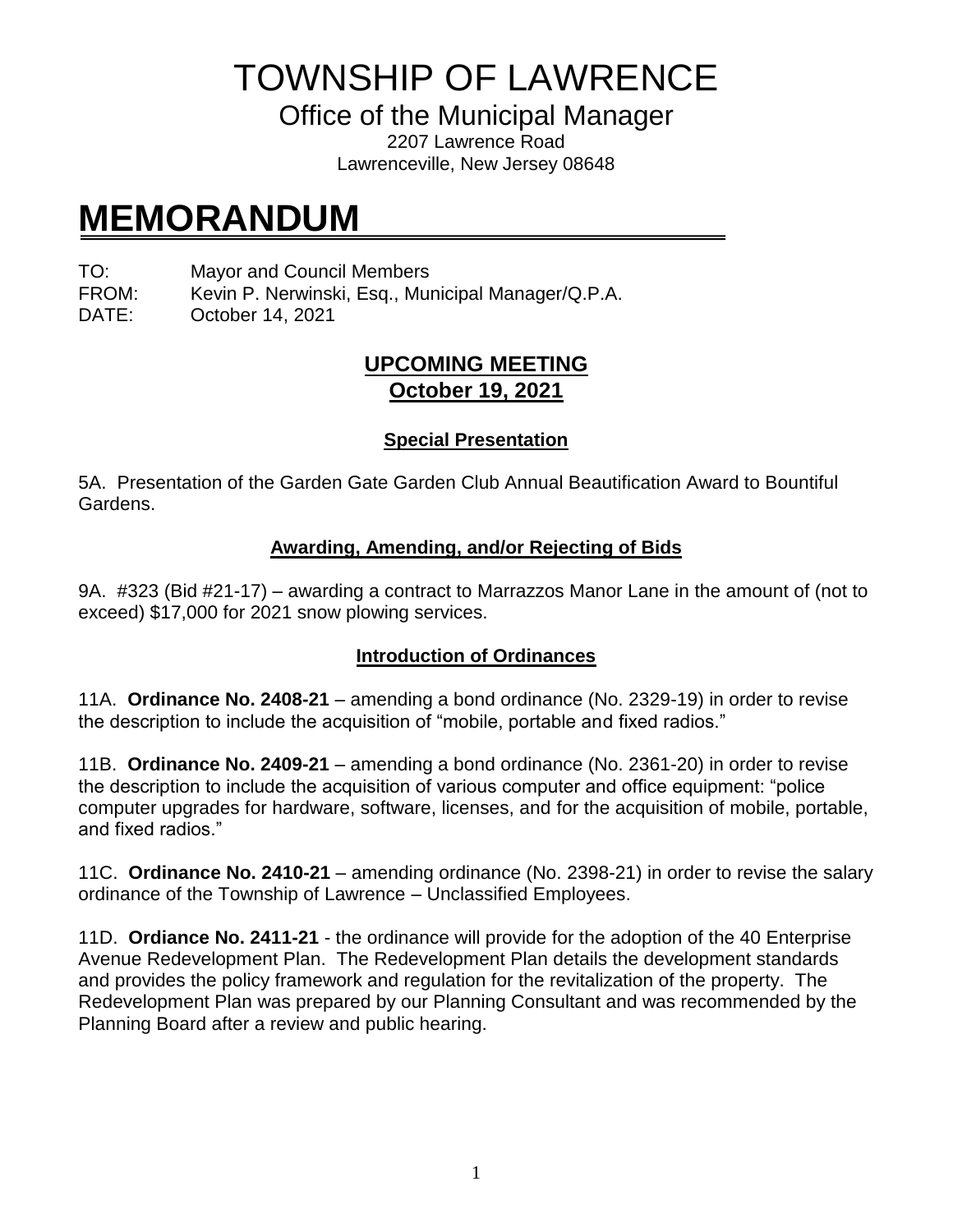# TOWNSHIP OF LAWRENCE

## Office of the Municipal Manager

2207 Lawrence Road
Lawrenceville, New Jersey 08648

# MEMORANDUM

TO: Mayor and Council Members
FROM: Kevin P. Nerwinski, Esq., Municipal Manager/Q.P.A.
DATE: October 14, 2021

## UPCOMING MEETING
## October 19, 2021

### Special Presentation

5A. Presentation of the Garden Gate Garden Club Annual Beautification Award to Bountiful Gardens.

### Awarding, Amending, and/or Rejecting of Bids

9A. #323 (Bid #21-17) – awarding a contract to Marrazzos Manor Lane in the amount of (not to exceed) $17,000 for 2021 snow plowing services.

### Introduction of Ordinances

11A. **Ordinance No. 2408-21** – amending a bond ordinance (No. 2329-19) in order to revise the description to include the acquisition of "mobile, portable and fixed radios."

11B. **Ordinance No. 2409-21** – amending a bond ordinance (No. 2361-20) in order to revise the description to include the acquisition of various computer and office equipment: "police computer upgrades for hardware, software, licenses, and for the acquisition of mobile, portable, and fixed radios."

11C. **Ordinance No. 2410-21** – amending ordinance (No. 2398-21) in order to revise the salary ordinance of the Township of Lawrence – Unclassified Employees.

11D. **Ordiance No. 2411-21** - the ordinance will provide for the adoption of the 40 Enterprise Avenue Redevelopment Plan. The Redevelopment Plan details the development standards and provides the policy framework and regulation for the revitalization of the property. The Redevelopment Plan was prepared by our Planning Consultant and was recommended by the Planning Board after a review and public hearing.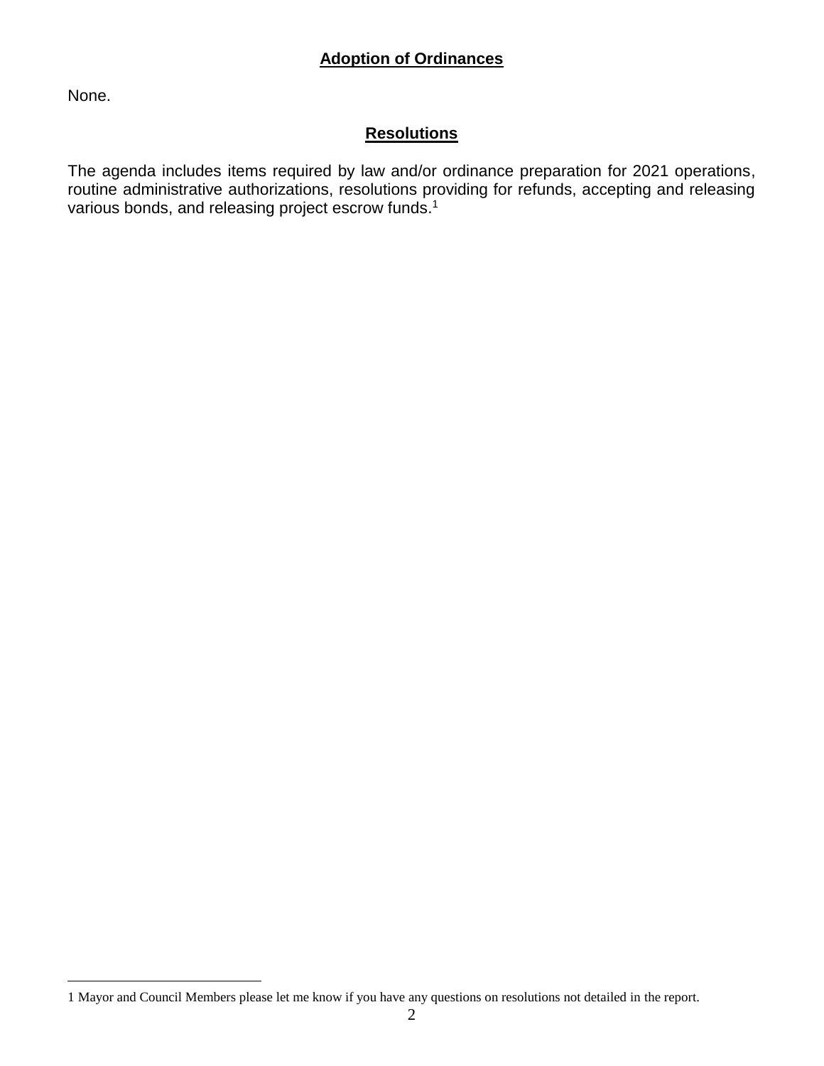## Adoption of Ordinances

None.

## Resolutions

The agenda includes items required by law and/or ordinance preparation for 2021 operations, routine administrative authorizations, resolutions providing for refunds, accepting and releasing various bonds, and releasing project escrow funds.[1]

[1] Mayor and Council Members please let me know if you have any questions on resolutions not detailed in the report.